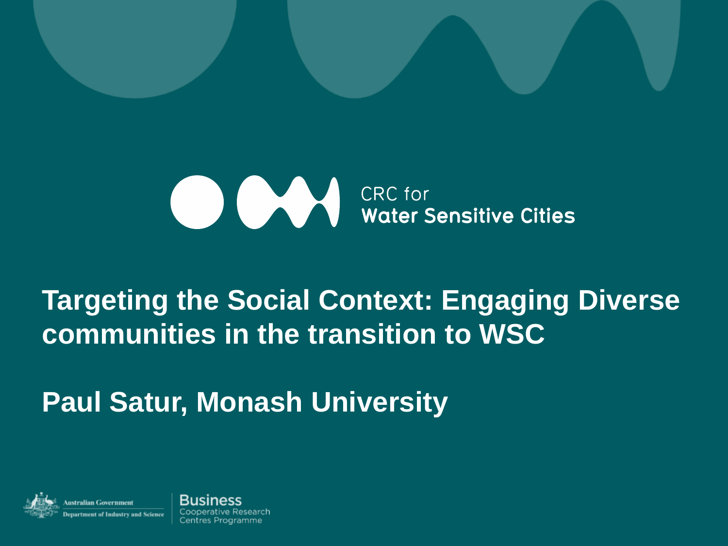CRC for
**Water Sensitive Cities**

# Targeting the Social Context: Engaging Diverse communities in the transition to WSC

## Paul Satur, Monash University

Australian Government
Department of Industry and Science

Business
Cooperative Research
Centres Programme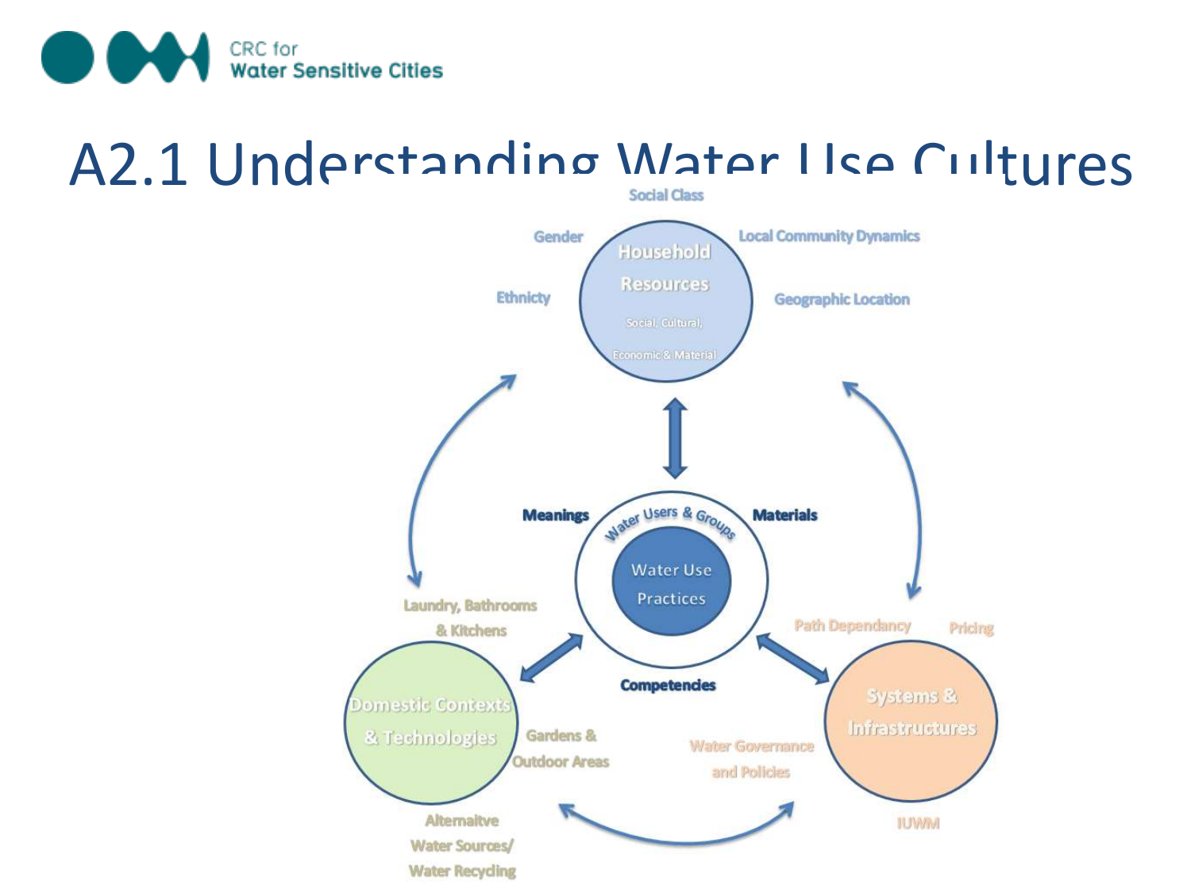# A2.1 Understanding Water Use Cultures

Social Class

Gender

Local Community Dynamics

Household Resources

Social, Cultural, Economic & Material

Ethnicty

Geographic Location

Meanings

Water Users & Groups

Materials

Water Use Practices

Competencies

Laundry, Bathrooms & Kitchens

Path Dependancy

Pricing

Domestic Contexts & Technologies

Gardens & Outdoor Areas

Water Governance and Policies

Systems & Infrastructures

Alternaitve Water Sources/ Water Recycling

IUWM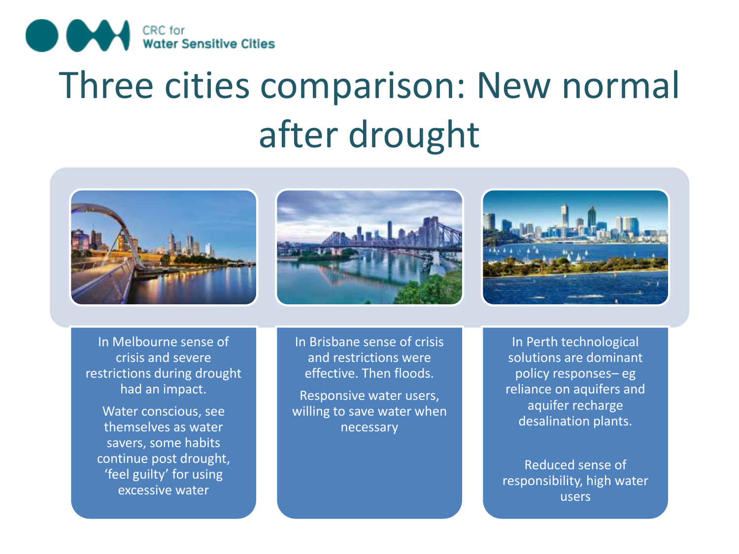CRC for
Water Sensitive Cities

# Three cities comparison: New normal after drought

In Melbourne sense of crisis and severe restrictions during drought had an impact.

Water conscious, see themselves as water savers, some habits continue post drought, 'feel guilty' for using excessive water

In Brisbane sense of crisis and restrictions were effective. Then floods.

Responsive water users, willing to save water when necessary

In Perth technological solutions are dominant policy responses– eg reliance on aquifers and aquifer recharge desalination plants.

Reduced sense of responsibility, high water users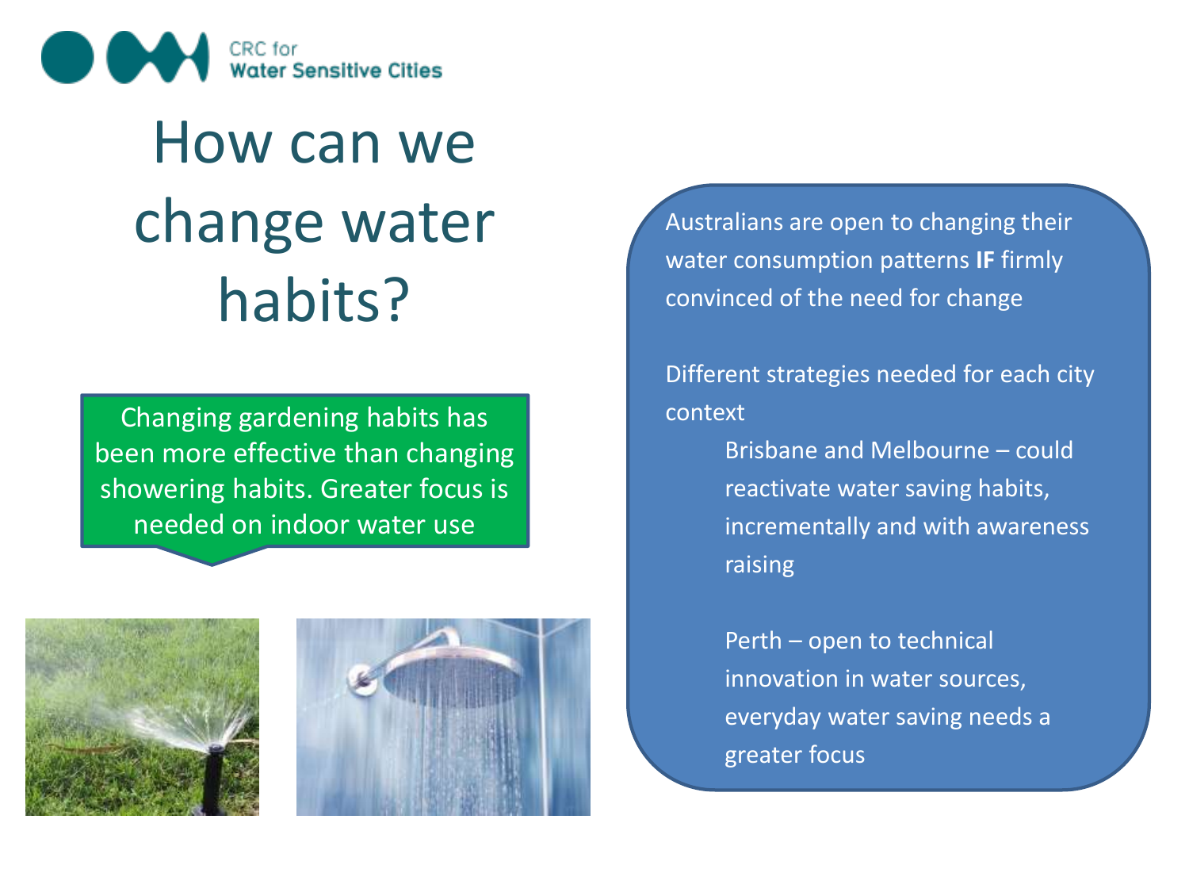# How can we change water habits?

Changing gardening habits has been more effective than changing showering habits. Greater focus is needed on indoor water use

Australians are open to changing their water consumption patterns **IF** firmly convinced of the need for change

Different strategies needed for each city context

- Brisbane and Melbourne – could reactivate water saving habits, incrementally and with awareness raising
- Perth – open to technical innovation in water sources, everyday water saving needs a greater focus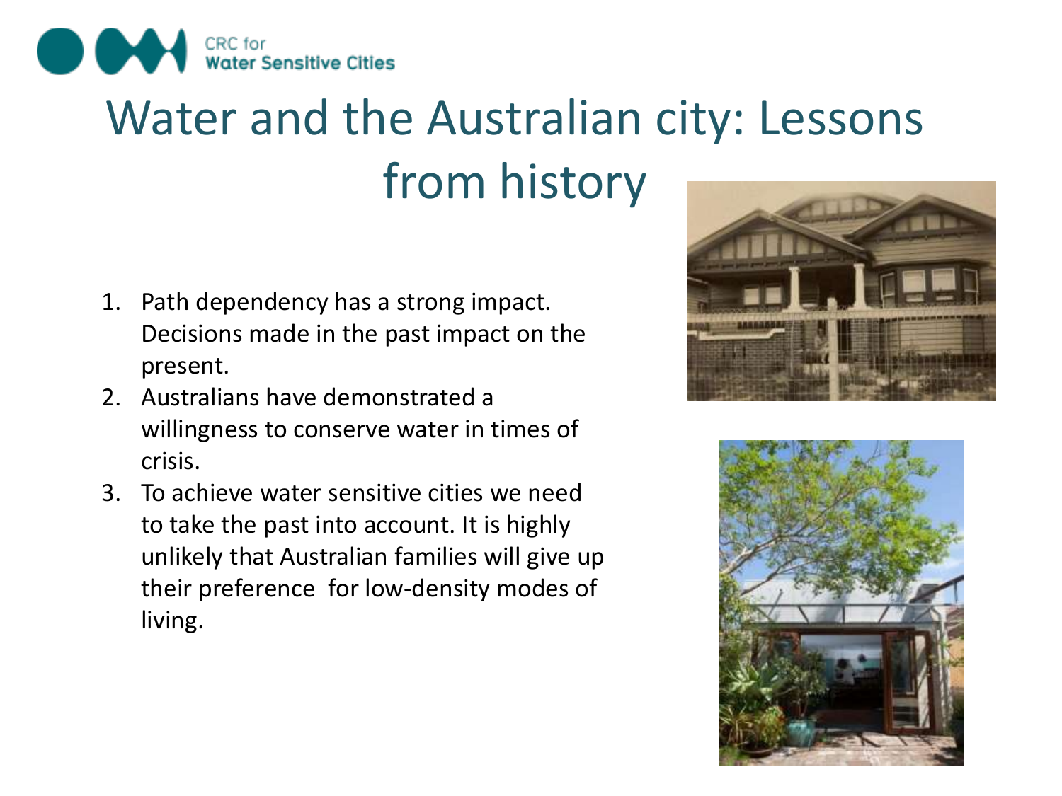# Water and the Australian city: Lessons from history

1. Path dependency has a strong impact. Decisions made in the past impact on the present.
2. Australians have demonstrated a willingness to conserve water in times of crisis.
3. To achieve water sensitive cities we need to take the past into account. It is highly unlikely that Australian families will give up their preference for low-density modes of living.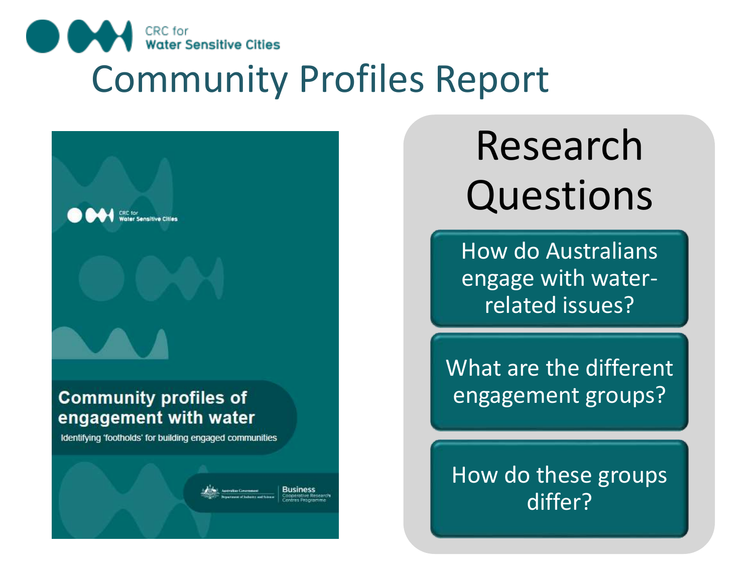# Community Profiles Report

Community profiles of engagement with water

Identifying 'footholds' for building engaged communities

## Research Questions

- How do Australians engage with water-related issues?
- What are the different engagement groups?
- How do these groups differ?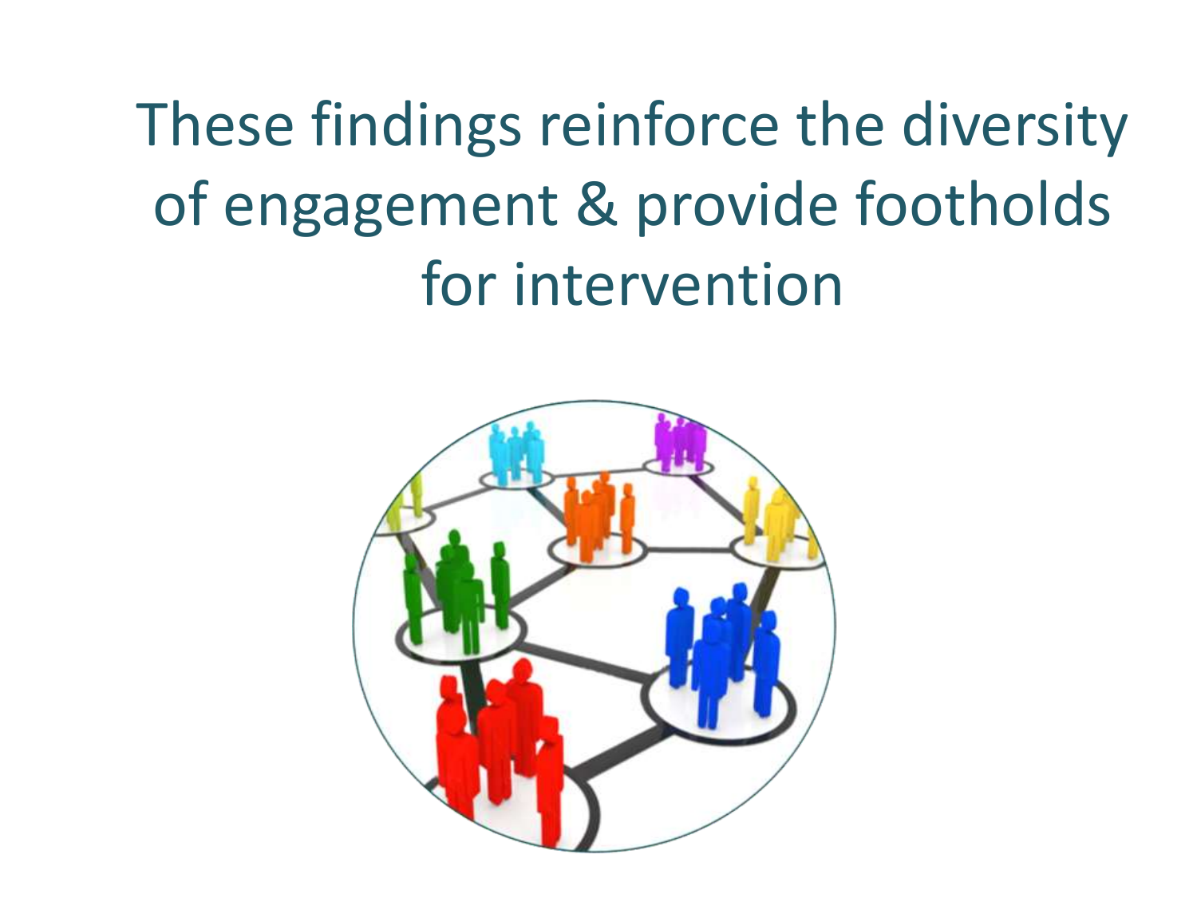# These findings reinforce the diversity of engagement & provide footholds for intervention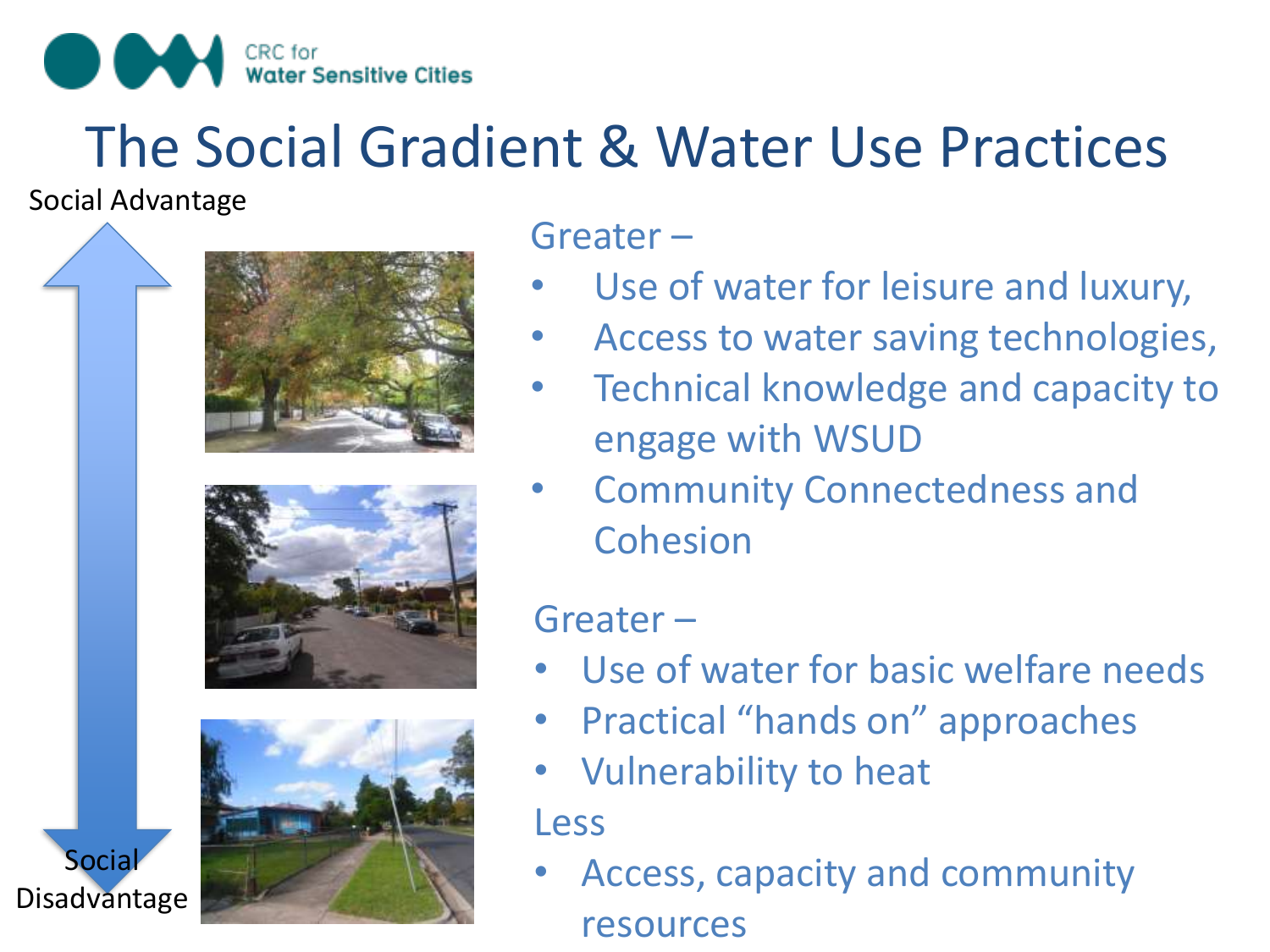# The Social Gradient & Water Use Practices

Social Advantage

Greater –

- Use of water for leisure and luxury,
- Access to water saving technologies,
- Technical knowledge and capacity to engage with WSUD
- Community Connectedness and Cohesion

Greater –

- Use of water for basic welfare needs
- Practical "hands on" approaches
- Vulnerability to heat

Less

- Access, capacity and community resources

Social Disadvantage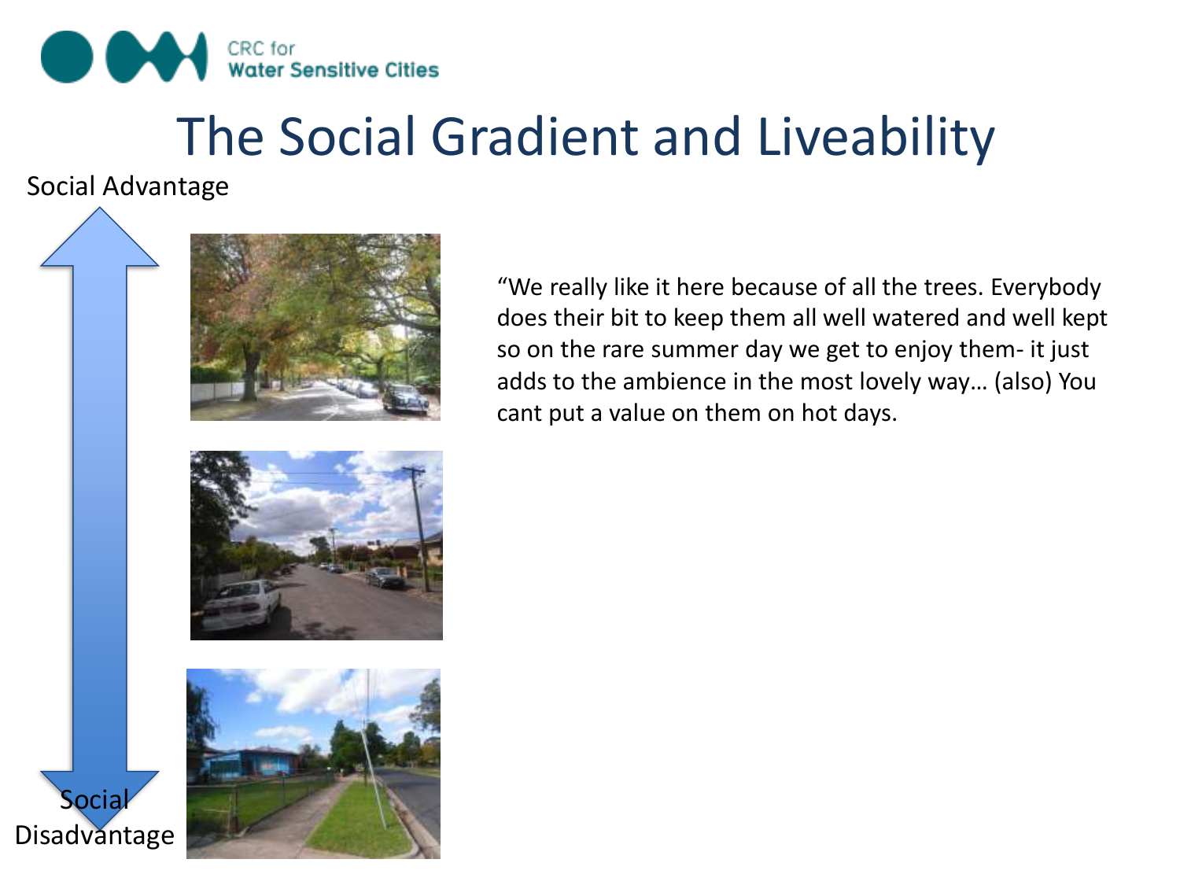# The Social Gradient and Liveability

Social Advantage

Social Disadvantage

"We really like it here because of all the trees. Everybody does their bit to keep them all well watered and well kept so on the rare summer day we get to enjoy them- it just adds to the ambience in the most lovely way… (also) You cant put a value on them on hot days.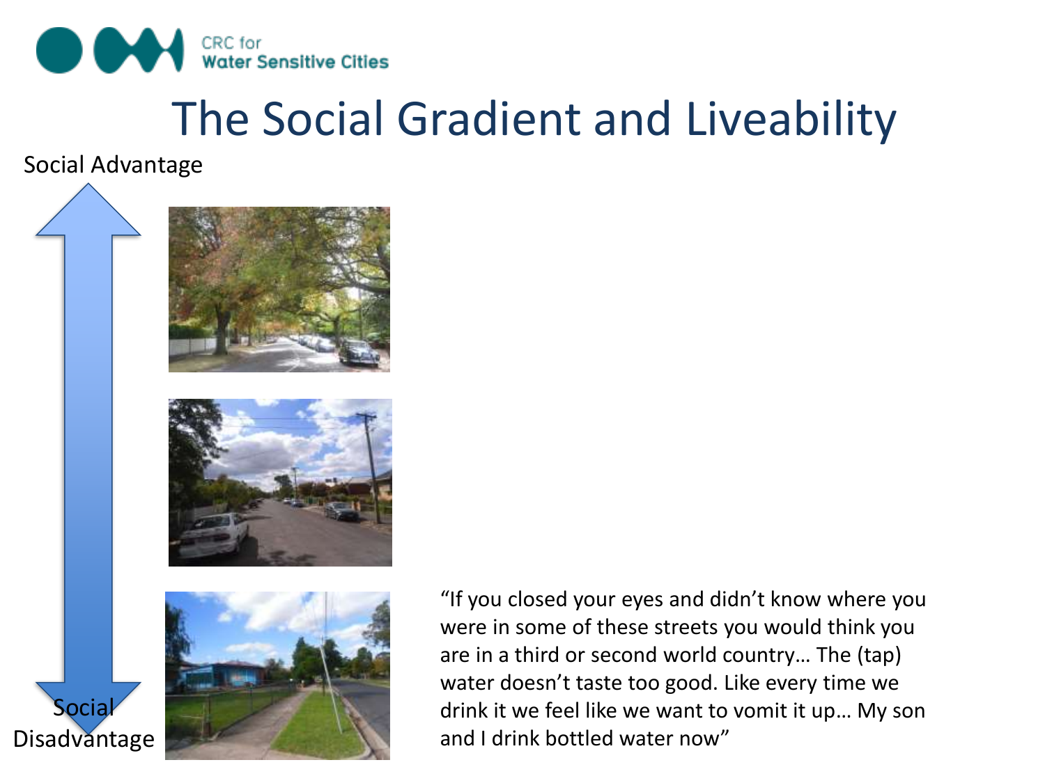CRC for
Water Sensitive Cities

# The Social Gradient and Liveability

Social Advantage

Social Disadvantage

"If you closed your eyes and didn't know where you were in some of these streets you would think you are in a third or second world country… The (tap) water doesn't taste too good. Like every time we drink it we feel like we want to vomit it up… My son and I drink bottled water now"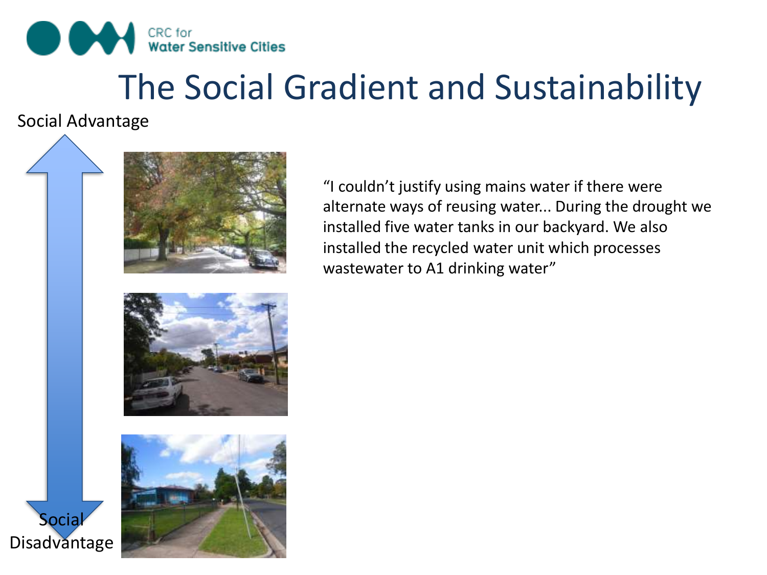CRC for Water Sensitive Cities

# The Social Gradient and Sustainability

Social Advantage

Social Disadvantage

"I couldn't justify using mains water if there were alternate ways of reusing water... During the drought we installed five water tanks in our backyard. We also installed the recycled water unit which processes wastewater to A1 drinking water"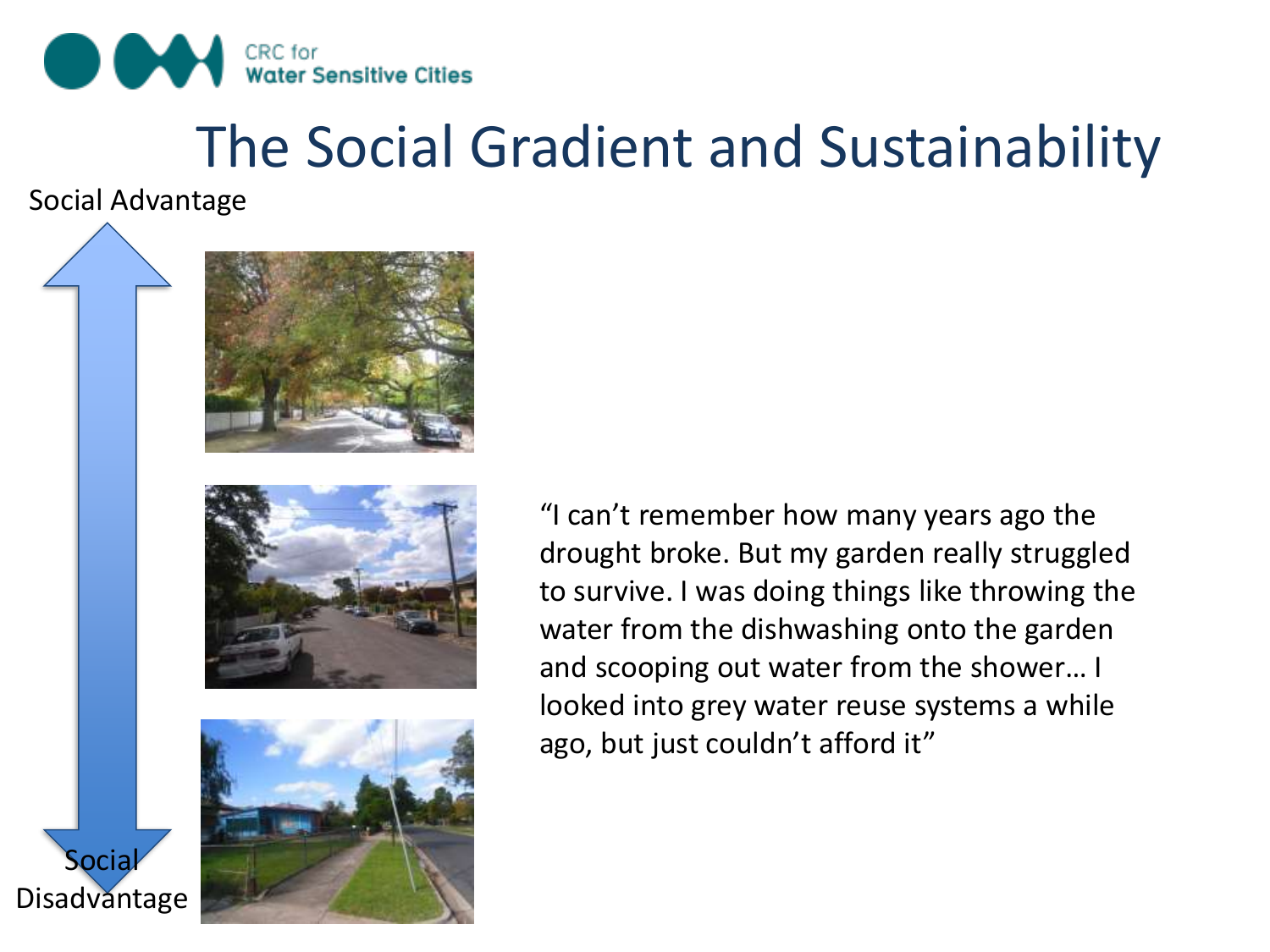# The Social Gradient and Sustainability

Social Advantage

Social Disadvantage

"I can't remember how many years ago the drought broke. But my garden really struggled to survive. I was doing things like throwing the water from the dishwashing onto the garden and scooping out water from the shower… I looked into grey water reuse systems a while ago, but just couldn't afford it"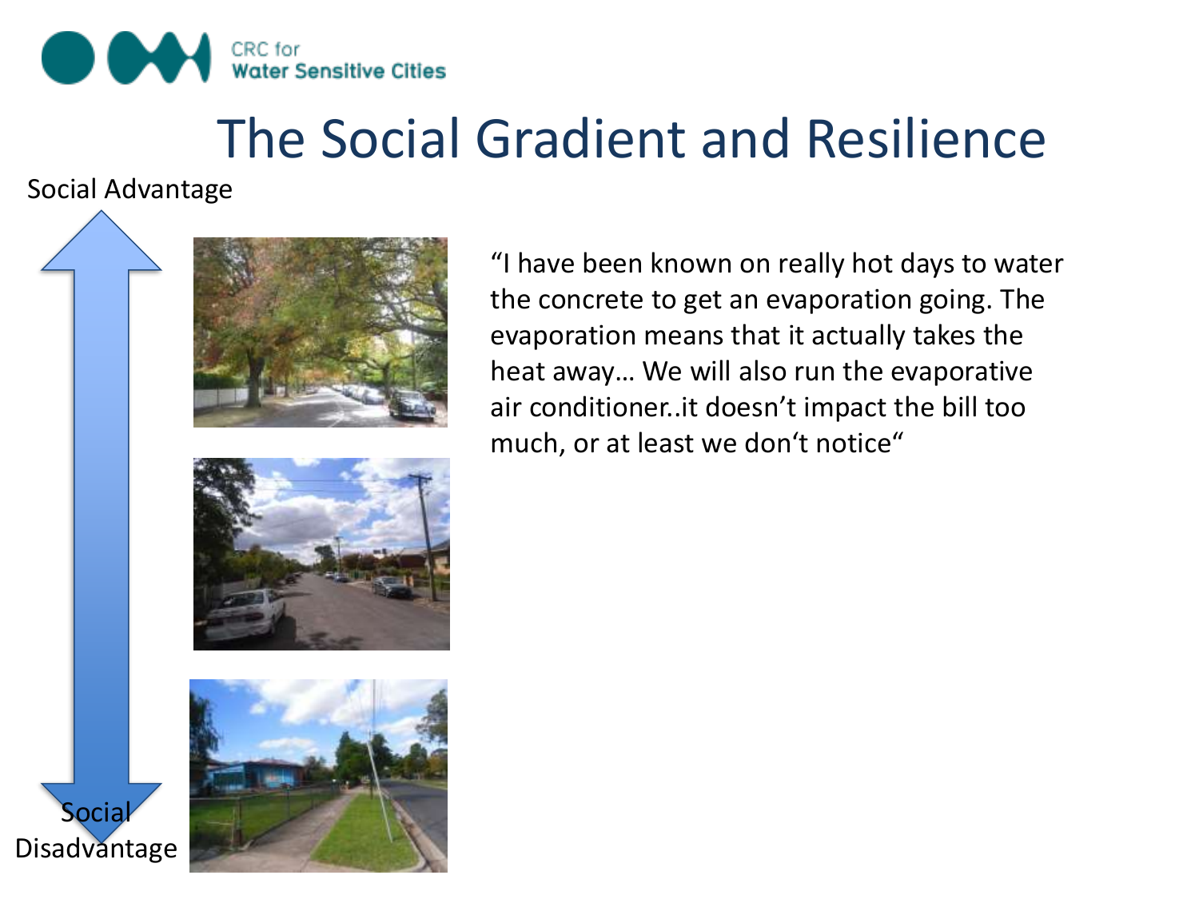# The Social Gradient and Resilience

Social Advantage

Social Disadvantage

"I have been known on really hot days to water the concrete to get an evaporation going. The evaporation means that it actually takes the heat away… We will also run the evaporative air conditioner..it doesn't impact the bill too much, or at least we don't notice"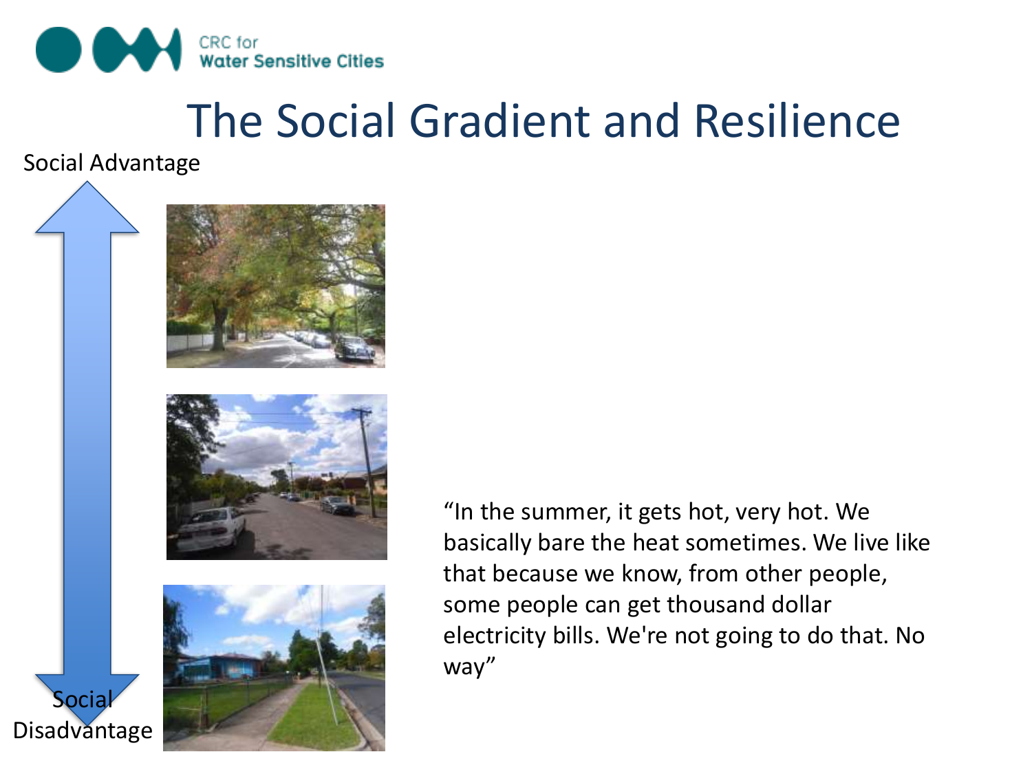# The Social Gradient and Resilience

Social Advantage

Social Disadvantage

"In the summer, it gets hot, very hot. We basically bare the heat sometimes. We live like that because we know, from other people, some people can get thousand dollar electricity bills. We're not going to do that. No way"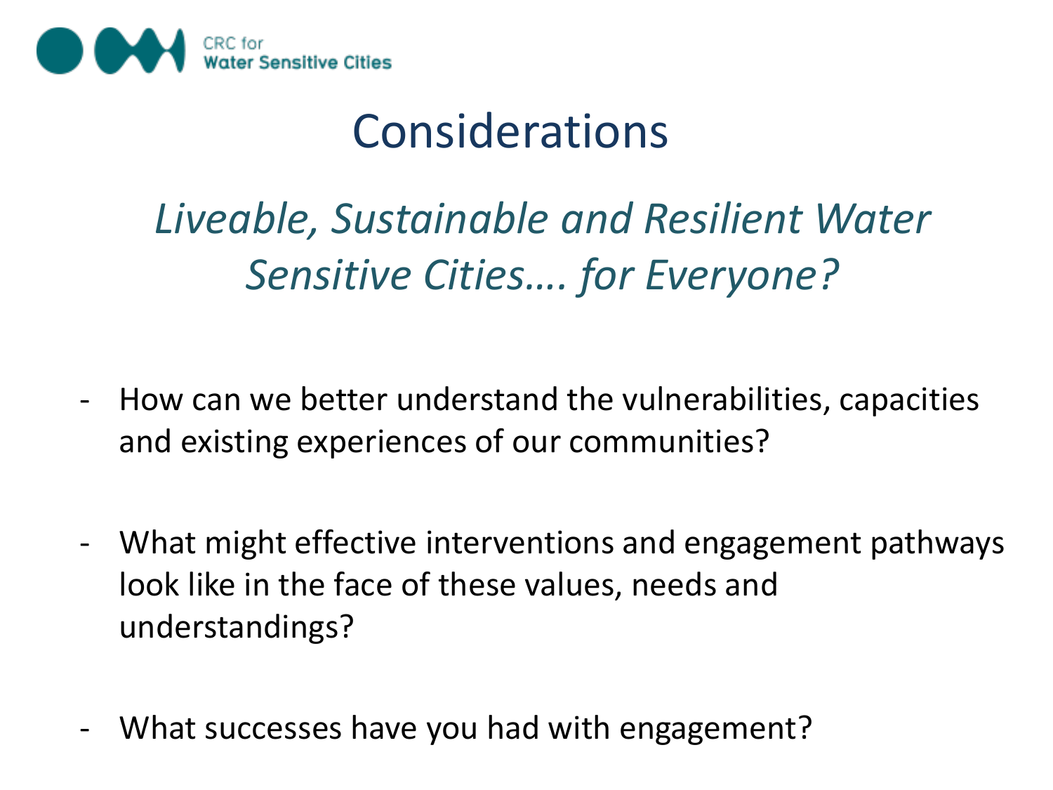CRC for
Water Sensitive Cities

# Considerations

*Liveable, Sustainable and Resilient Water Sensitive Cities…. for Everyone?*

- How can we better understand the vulnerabilities, capacities and existing experiences of our communities?
- What might effective interventions and engagement pathways look like in the face of these values, needs and understandings?
- What successes have you had with engagement?